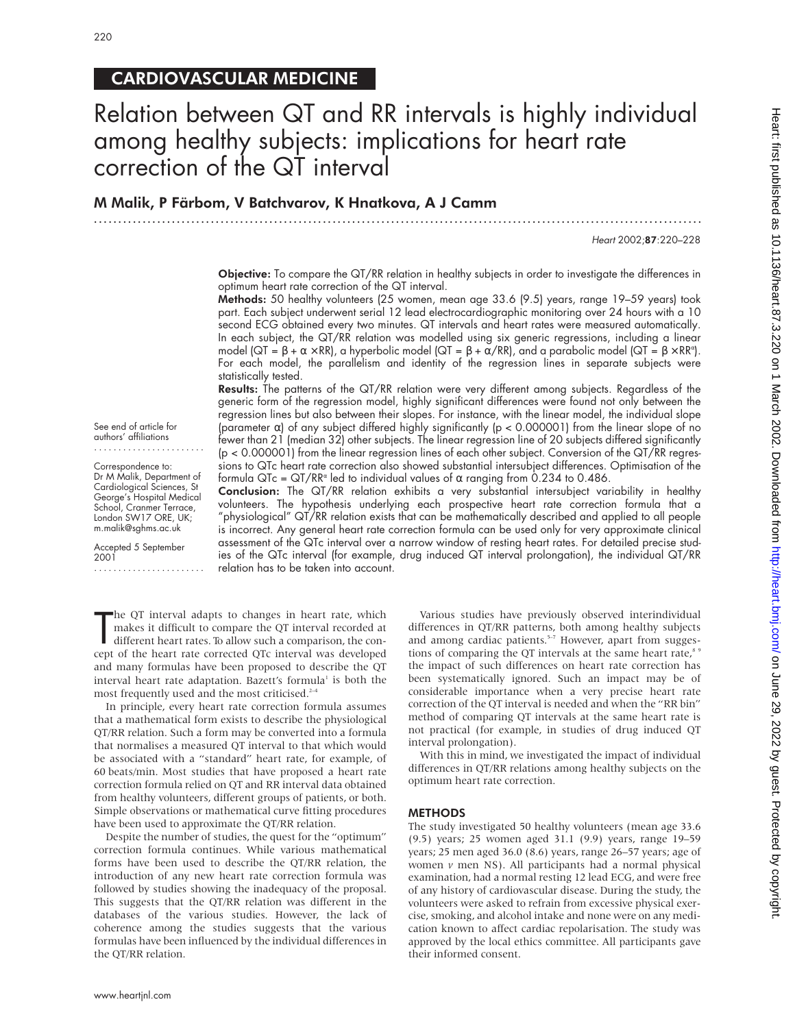## CARDIOVASCULAR MEDICINE

# Relation between QT and RR intervals is highly individual among healthy subjects: implications for heart rate correction of the QT interval

**M Malik, P Färbom, V Batchvarov, K Hnatkova, A J Camm**

See end of article for authors' affiliations

Correspondence to: Dr M Malik, Department of Cardiological Sciences, St George's Hospital Medical School, Cranmer Terrace, London SW17 ORE, UK; m.malik@sghms.ac.uk

Accepted 5 September 2001

**Objective:** To compare the QT/RR relation in healthy subjects in order to investigate the differences in optimum heart rate correction of the QT interval.

**Methods:** 50 healthy volunteers (25 women, mean age 33.6 (9.5) years, range 19–59 years) took part. Each subject underwent serial 12 lead electrocardiographic monitoring over 24 hours with a 10 second ECG obtained every two minutes. QT intervals and heart rates were measured automatically. In each subject, the QT/RR relation was modelled using six generic regressions, including a linear model ($QT = \beta + \alpha \times RR$), a hyperbolic model ($QT = \beta + \alpha/RR$), and a parabolic model ($QT = \beta \times RR^{\alpha}$). For each model, the parallelism and identity of the regression lines in separate subjects were statistically tested.

**Results:** The patterns of the QT/RR relation were very different among subjects. Regardless of the generic form of the regression model, highly significant differences were found not only between the regression lines but also between their slopes. For instance, with the linear model, the individual slope (parameter $\alpha$) of any subject differed highly significantly ($p < 0.000001$) from the linear slope of no fewer than 21 (median 32) other subjects. The linear regression line of 20 subjects differed significantly ($p < 0.000001$) from the linear regression lines of each other subject. Conversion of the QT/RR regressions to QTc heart rate correction also showed substantial intersubject differences. Optimisation of the formula $QTc = QT/RR^{\alpha}$ led to individual values of $\alpha$ ranging from 0.234 to 0.486.

**Conclusion:** The QT/RR relation exhibits a very substantial intersubject variability in healthy volunteers. The hypothesis underlying each prospective heart rate correction formula that a "physiological" QT/RR relation exists that can be mathematically described and applied to all people is incorrect. Any general heart rate correction formula can be used only for very approximate clinical assessment of the QTc interval over a narrow window of resting heart rates. For detailed precise studies of the QTc interval (for example, drug induced QT interval prolongation), the individual QT/RR relation has to be taken into account.

The QT interval adapts to changes in heart rate, which makes it difficult to compare the QT interval recorded at different heart rates. To allow such a comparison, the concept of the heart rate corrected QTc interval was developed and many formulas have been proposed to describe the QT interval heart rate adaptation. Bazett's formula[1] is both the most frequently used and the most criticised.[2–4]

In principle, every heart rate correction formula assumes that a mathematical form exists to describe the physiological QT/RR relation. Such a form may be converted into a formula that normalises a measured QT interval to that which would be associated with a "standard" heart rate, for example, of 60 beats/min. Most studies that have proposed a heart rate correction formula relied on QT and RR interval data obtained from healthy volunteers, different groups of patients, or both. Simple observations or mathematical curve fitting procedures have been used to approximate the QT/RR relation.

Despite the number of studies, the quest for the "optimum" correction formula continues. While various mathematical forms have been used to describe the QT/RR relation, the introduction of any new heart rate correction formula was followed by studies showing the inadequacy of the proposal. This suggests that the QT/RR relation was different in the databases of the various studies. However, the lack of coherence among the studies suggests that the various formulas have been influenced by the individual differences in the QT/RR relation.

Various studies have previously observed interindividual differences in QT/RR patterns, both among healthy subjects and among cardiac patients.[5–7] However, apart from suggestions of comparing the QT intervals at the same heart rate,[8,9] the impact of such differences on heart rate correction has been systematically ignored. Such an impact may be of considerable importance when a very precise heart rate correction of the QT interval is needed and when the "RR bin" method of comparing QT intervals at the same heart rate is not practical (for example, in studies of drug induced QT interval prolongation).

With this in mind, we investigated the impact of individual differences in QT/RR relations among healthy subjects on the optimum heart rate correction.

## METHODS

The study investigated 50 healthy volunteers (mean age 33.6 (9.5) years; 25 women aged 31.1 (9.9) years, range 19–59 years; 25 men aged 36.0 (8.6) years, range 26–57 years; age of women *v* men NS). All participants had a normal physical examination, had a normal resting 12 lead ECG, and were free of any history of cardiovascular disease. During the study, the volunteers were asked to refrain from excessive physical exercise, smoking, and alcohol intake and none were on any medication known to affect cardiac repolarisation. The study was approved by the local ethics committee. All participants gave their informed consent.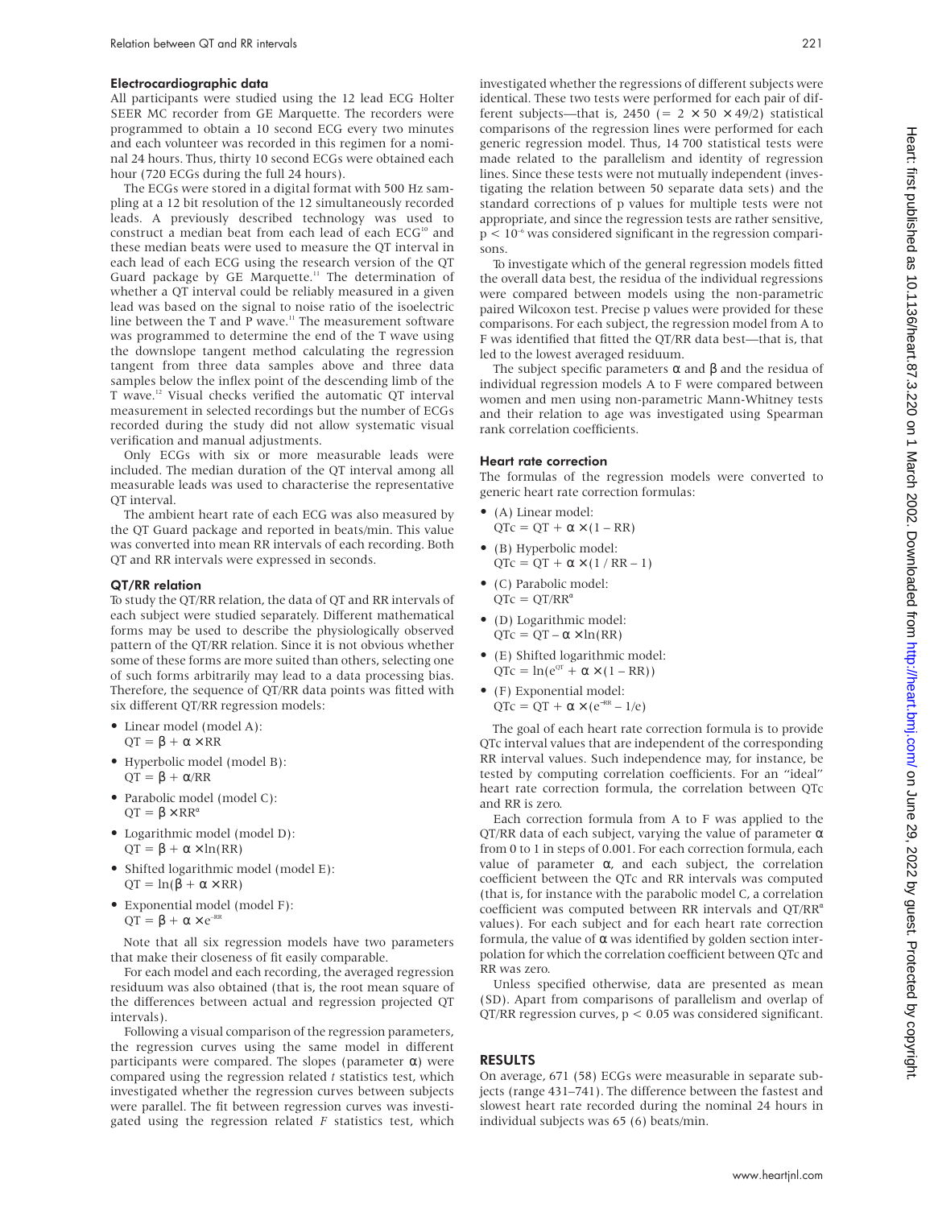### Electrocardiographic data

All participants were studied using the 12 lead ECG Holter SEER MC recorder from GE Marquette. The recorders were programmed to obtain a 10 second ECG every two minutes and each volunteer was recorded in this regimen for a nominal 24 hours. Thus, thirty 10 second ECGs were obtained each hour (720 ECGs during the full 24 hours).

The ECGs were stored in a digital format with 500 Hz sampling at a 12 bit resolution of the 12 simultaneously recorded leads. A previously described technology was used to construct a median beat from each lead of each ECG[10] and these median beats were used to measure the QT interval in each lead of each ECG using the research version of the QT Guard package by GE Marquette.[11] The determination of whether a QT interval could be reliably measured in a given lead was based on the signal to noise ratio of the isoelectric line between the T and P wave.[11] The measurement software was programmed to determine the end of the T wave using the downslope tangent method calculating the regression tangent from three data samples above and three data samples below the inflex point of the descending limb of the T wave.[12] Visual checks verified the automatic QT interval measurement in selected recordings but the number of ECGs recorded during the study did not allow systematic visual verification and manual adjustments.

Only ECGs with six or more measurable leads were included. The median duration of the QT interval among all measurable leads was used to characterise the representative QT interval.

The ambient heart rate of each ECG was also measured by the QT Guard package and reported in beats/min. This value was converted into mean RR intervals of each recording. Both QT and RR intervals were expressed in seconds.

### QT/RR relation

To study the QT/RR relation, the data of QT and RR intervals of each subject were studied separately. Different mathematical forms may be used to describe the physiologically observed pattern of the QT/RR relation. Since it is not obvious whether some of these forms are more suited than others, selecting one of such forms arbitrarily may lead to a data processing bias. Therefore, the sequence of QT/RR data points was fitted with six different QT/RR regression models:

- Linear model (model A): $QT = \beta + \alpha \times RR$
- Hyperbolic model (model B): $QT = \beta + \alpha / RR$
- Parabolic model (model C): $QT = \beta \times RR^{\alpha}$
- Logarithmic model (model D): $QT = \beta + \alpha \times \ln(RR)$
- Shifted logarithmic model (model E): $QT = \ln(\beta + \alpha \times RR)$
- Exponential model (model F): $QT = \beta + \alpha \times e^{-RR}$

Note that all six regression models have two parameters that make their closeness of fit easily comparable.

For each model and each recording, the averaged regression residuum was also obtained (that is, the root mean square of the differences between actual and regression projected QT intervals).

Following a visual comparison of the regression parameters, the regression curves using the same model in different participants were compared. The slopes (parameter $\alpha$) were compared using the regression related *t* statistics test, which investigated whether the regression curves between subjects were parallel. The fit between regression curves was investigated using the regression related *F* statistics test, which investigated whether the regressions of different subjects were identical. These two tests were performed for each pair of different subjects—that is, 2450 ($= 2 \times 50 \times 49/2$) statistical comparisons of the regression lines were performed for each generic regression model. Thus, 14 700 statistical tests were made related to the parallelism and identity of regression lines. Since these tests were not mutually independent (investigating the relation between 50 separate data sets) and the standard corrections of p values for multiple tests were not appropriate, and since the regression tests are rather sensitive, $p < 10^{-6}$ was considered significant in the regression comparisons.

To investigate which of the general regression models fitted the overall data best, the residua of the individual regressions were compared between models using the non-parametric paired Wilcoxon test. Precise p values were provided for these comparisons. For each subject, the regression model from A to F was identified that fitted the QT/RR data best—that is, that led to the lowest averaged residuum.

The subject specific parameters $\alpha$ and $\beta$ and the residua of individual regression models A to F were compared between women and men using non-parametric Mann-Whitney tests and their relation to age was investigated using Spearman rank correlation coefficients.

### Heart rate correction

The formulas of the regression models were converted to generic heart rate correction formulas:

- (A) Linear model: $QTc = QT + \alpha \times (1 - RR)$
- (B) Hyperbolic model: $QTc = QT + \alpha \times (1 / RR - 1)$
- (C) Parabolic model: $QTc = QT/RR^{\alpha}$
- (D) Logarithmic model: $QTc = QT - \alpha \times \ln(RR)$
- (E) Shifted logarithmic model: $QTc = \ln(e^{QT} + \alpha \times (1 - RR))$
- (F) Exponential model: $QTc = QT + \alpha \times (e^{-RR} - 1/e)$

The goal of each heart rate correction formula is to provide QTc interval values that are independent of the corresponding RR interval values. Such independence may, for instance, be tested by computing correlation coefficients. For an "ideal" heart rate correction formula, the correlation between QTc and RR is zero.

Each correction formula from A to F was applied to the QT/RR data of each subject, varying the value of parameter $\alpha$ from 0 to 1 in steps of 0.001. For each correction formula, each value of parameter $\alpha$, and each subject, the correlation coefficient between the QTc and RR intervals was computed (that is, for instance with the parabolic model C, a correlation coefficient was computed between RR intervals and $QT/RR^{\alpha}$ values). For each subject and for each heart rate correction formula, the value of $\alpha$ was identified by golden section interpolation for which the correlation coefficient between QTc and RR was zero.

Unless specified otherwise, data are presented as mean (SD). Apart from comparisons of parallelism and overlap of QT/RR regression curves, $p < 0.05$ was considered significant.

## RESULTS

On average, 671 (58) ECGs were measurable in separate subjects (range 431–741). The difference between the fastest and slowest heart rate recorded during the nominal 24 hours in individual subjects was 65 (6) beats/min.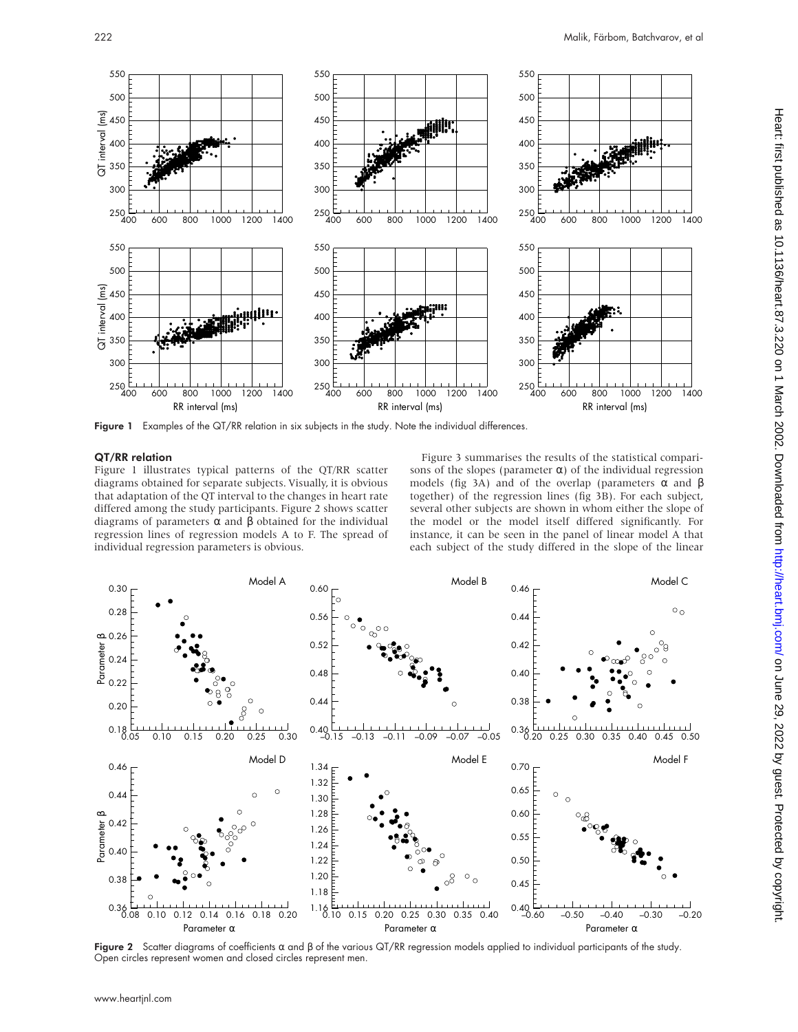Figure 1 Examples of the QT/RR relation in six subjects in the study. Note the individual differences.

### QT/RR relation

Figure 1 illustrates typical patterns of the QT/RR scatter diagrams obtained for separate subjects. Visually, it is obvious that adaptation of the QT interval to the changes in heart rate differed among the study participants. Figure 2 shows scatter diagrams of parameters α and β obtained for the individual regression lines of regression models A to F. The spread of individual regression parameters is obvious.

Figure 3 summarises the results of the statistical comparisons of the slopes (parameter α) of the individual regression models (fig 3A) and of the overlap (parameters α and β together) of the regression lines (fig 3B). For each subject, several other subjects are shown in whom either the slope of the model or the model itself differed significantly. For instance, it can be seen in the panel of linear model A that each subject of the study differed in the slope of the linear

Figure 2 Scatter diagrams of coefficients α and β of the various QT/RR regression models applied to individual participants of the study. Open circles represent women and closed circles represent men.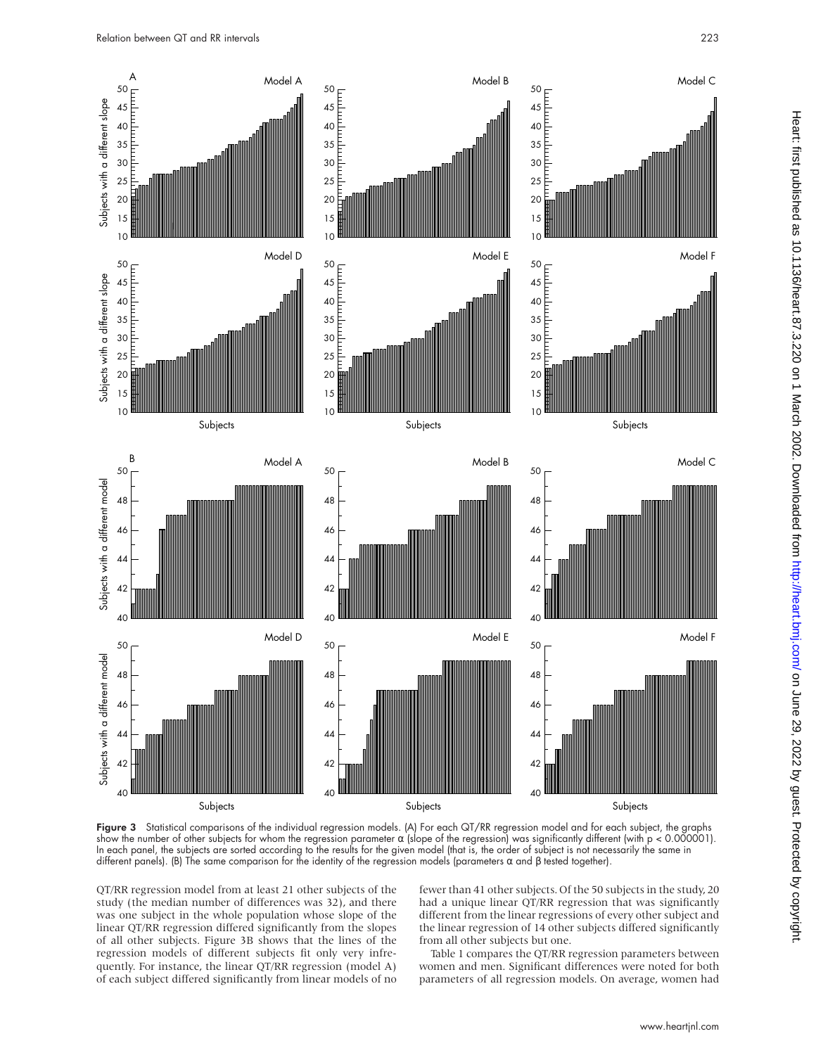Figure 3 Statistical comparisons of the individual regression models. (A) For each QT/RR regression model and for each subject, the graphs show the number of other subjects for whom the regression parameter α (slope of the regression) was significantly different (with $p < 0.000001$). In each panel, the subjects are sorted according to the results for the given model (that is, the order of subject is not necessarily the same in different panels). (B) The same comparison for the identity of the regression models (parameters α and β tested together).

QT/RR regression model from at least 21 other subjects of the study (the median number of differences was 32), and there was one subject in the whole population whose slope of the linear QT/RR regression differed significantly from the slopes of all other subjects. Figure 3B shows that the lines of the regression models of different subjects fit only very infrequently. For instance, the linear QT/RR regression (model A) of each subject differed significantly from linear models of no fewer than 41 other subjects. Of the 50 subjects in the study, 20 had a unique linear QT/RR regression that was significantly different from the linear regressions of every other subject and the linear regression of 14 other subjects differed significantly from all other subjects but one.

Table 1 compares the QT/RR regression parameters between women and men. Significant differences were noted for both parameters of all regression models. On average, women had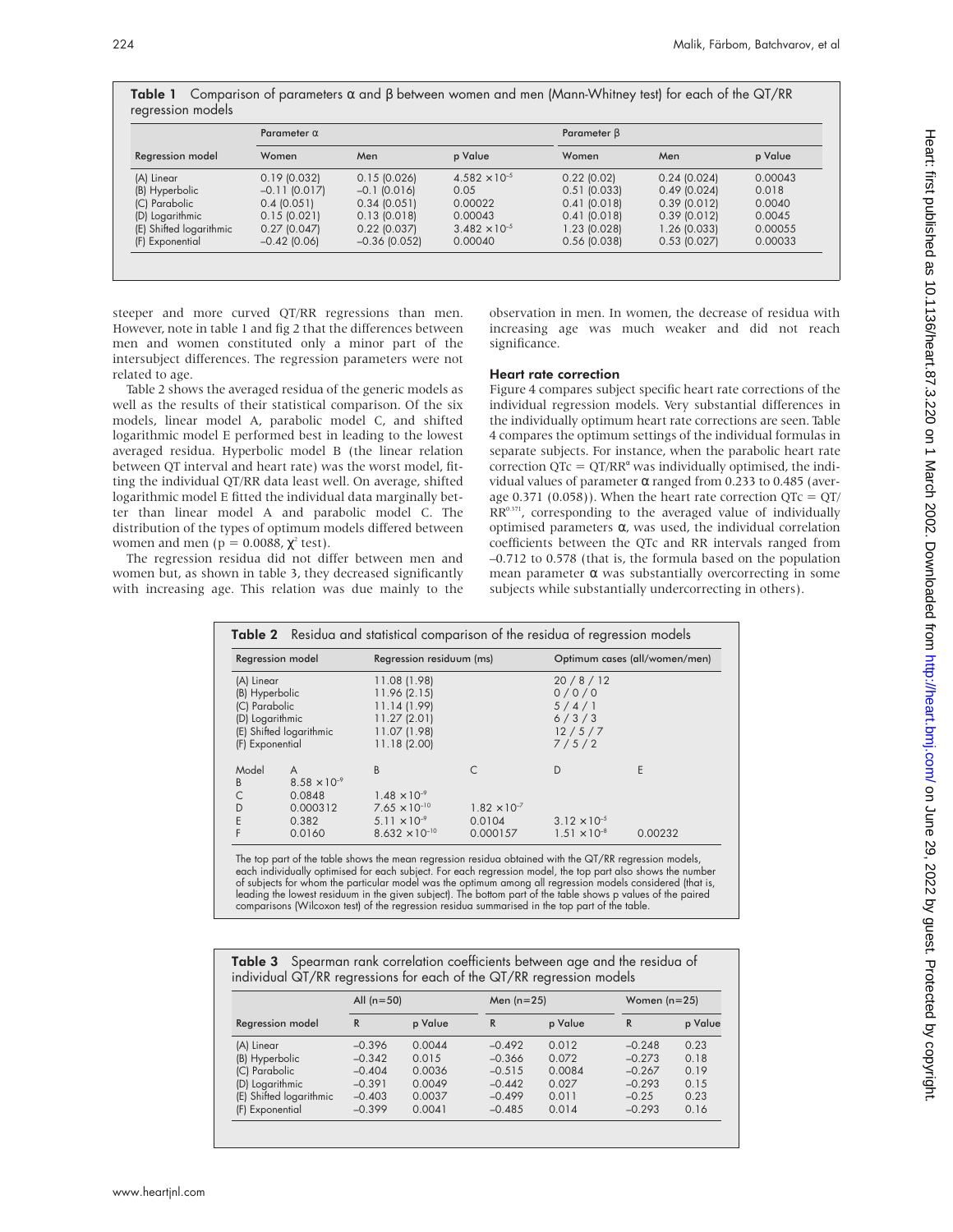**Table 1** Comparison of parameters α and β between women and men (Mann-Whitney test) for each of the QT/RR regression models

| Regression model | Parameter α | | | Parameter β | | |
|---|---|---|---|---|---|---|
| | Women | Men | p Value | Women | Men | p Value |
| (A) Linear | 0.19 (0.032) | 0.15 (0.026) | $4.582 \times 10^{-5}$ | 0.22 (0.02) | 0.24 (0.024) | 0.00043 |
| (B) Hyperbolic | −0.11 (0.017) | −0.1 (0.016) | 0.05 | 0.51 (0.033) | 0.49 (0.024) | 0.018 |
| (C) Parabolic | 0.4 (0.051) | 0.34 (0.051) | 0.00022 | 0.41 (0.018) | 0.39 (0.012) | 0.0040 |
| (D) Logarithmic | 0.15 (0.021) | 0.13 (0.018) | 0.00043 | 0.41 (0.018) | 0.39 (0.012) | 0.0045 |
| (E) Shifted logarithmic | 0.27 (0.047) | 0.22 (0.037) | $3.482 \times 10^{-5}$ | 1.23 (0.028) | 1.26 (0.033) | 0.00055 |
| (F) Exponential | −0.42 (0.06) | −0.36 (0.052) | 0.00040 | 0.56 (0.038) | 0.53 (0.027) | 0.00033 |

steeper and more curved QT/RR regressions than men. However, note in table 1 and fig 2 that the differences between men and women constituted only a minor part of the intersubject differences. The regression parameters were not related to age.

Table 2 shows the averaged residua of the generic models as well as the results of their statistical comparison. Of the six models, linear model A, parabolic model C, and shifted logarithmic model E performed best in leading to the lowest averaged residua. Hyperbolic model B (the linear relation between QT interval and heart rate) was the worst model, fitting the individual QT/RR data least well. On average, shifted logarithmic model E fitted the individual data marginally better than linear model A and parabolic model C. The distribution of the types of optimum models differed between women and men ($p = 0.0088$, $\chi^2$ test).

The regression residua did not differ between men and women but, as shown in table 3, they decreased significantly with increasing age. This relation was due mainly to the observation in men. In women, the decrease of residua with increasing age was much weaker and did not reach significance.

### Heart rate correction

Figure 4 compares subject specific heart rate corrections of the individual regression models. Very substantial differences in the individually optimum heart rate corrections are seen. Table 4 compares the optimum settings of the individual formulas in separate subjects. For instance, when the parabolic heart rate correction $QTc = QT/RR^{\alpha}$ was individually optimised, the individual values of parameter α ranged from 0.233 to 0.485 (average 0.371 (0.058)). When the heart rate correction $QTc = QT/RR^{0.371}$, corresponding to the averaged value of individually optimised parameters α, was used, the individual correlation coefficients between the QTc and RR intervals ranged from −0.712 to 0.578 (that is, the formula based on the population mean parameter α was substantially overcorrecting in some subjects while substantially undercorrecting in others).

**Table 2** Residua and statistical comparison of the residua of regression models

| Regression model | Regression residuum (ms) | Optimum cases (all/women/men) |
|---|---|---|
| (A) Linear | 11.08 (1.98) | 20 / 8 / 12 |
| (B) Hyperbolic | 11.96 (2.15) | 0 / 0 / 0 |
| (C) Parabolic | 11.14 (1.99) | 5 / 4 / 1 |
| (D) Logarithmic | 11.27 (2.01) | 6 / 3 / 3 |
| (E) Shifted logarithmic | 11.07 (1.98) | 12 / 5 / 7 |
| (F) Exponential | 11.18 (2.00) | 7 / 5 / 2 |

| Model | A | B | C | D | E |
|---|---|---|---|---|---|
| B | $8.58 \times 10^{-9}$ | | | | |
| C | 0.0848 | $1.48 \times 10^{-9}$ | | | |
| D | 0.000312 | $7.65 \times 10^{-10}$ | $1.82 \times 10^{-7}$ | | |
| E | 0.382 | $5.11 \times 10^{-9}$ | 0.0104 | $3.12 \times 10^{-5}$ | |
| F | 0.0160 | $8.632 \times 10^{-10}$ | 0.000157 | $1.51 \times 10^{-8}$ | 0.00232 |

The top part of the table shows the mean regression residua obtained with the QT/RR regression models, each individually optimised for each subject. For each regression model, the top part also shows the number of subjects for whom the particular model was the optimum among all regression models considered (that is, leading the lowest residuum in the given subject). The bottom part of the table shows p values of the paired comparisons (Wilcoxon test) of the regression residua summarised in the top part of the table.

**Table 3** Spearman rank correlation coefficients between age and the residua of individual QT/RR regressions for each of the QT/RR regression models

| Regression model | All (n=50) | | Men (n=25) | | Women (n=25) | |
|---|---|---|---|---|---|---|
| | R | p Value | R | p Value | R | p Value |
| (A) Linear | −0.396 | 0.0044 | −0.492 | 0.012 | −0.248 | 0.23 |
| (B) Hyperbolic | −0.342 | 0.015 | −0.366 | 0.072 | −0.273 | 0.18 |
| (C) Parabolic | −0.404 | 0.0036 | −0.515 | 0.0084 | −0.267 | 0.19 |
| (D) Logarithmic | −0.391 | 0.0049 | −0.442 | 0.027 | −0.293 | 0.15 |
| (E) Shifted logarithmic | −0.403 | 0.0037 | −0.499 | 0.011 | −0.25 | 0.23 |
| (F) Exponential | −0.399 | 0.0041 | −0.485 | 0.014 | −0.293 | 0.16 |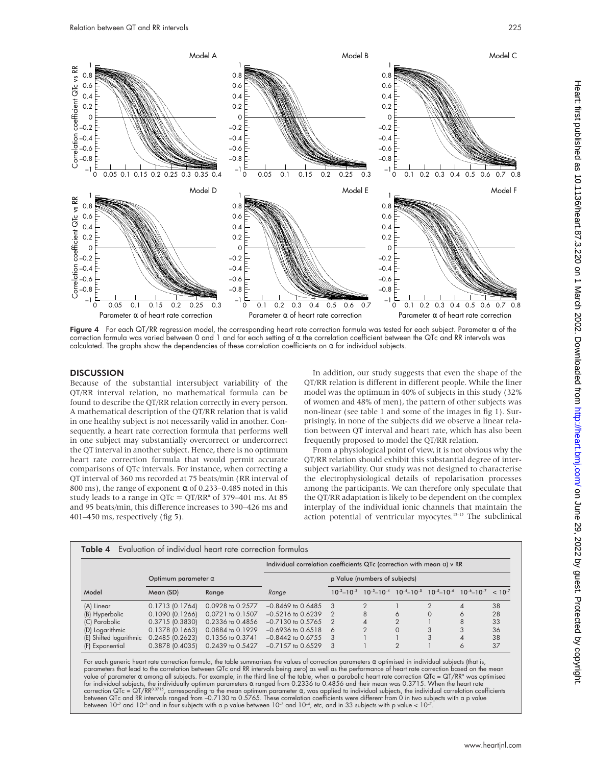Figure 4 For each QT/RR regression model, the corresponding heart rate correction formula was tested for each subject. Parameter α of the correction formula was varied between 0 and 1 and for each setting of α the correlation coefficient between the QTc and RR intervals was calculated. The graphs show the dependencies of these correlation coefficients on α for individual subjects.

## DISCUSSION

Because of the substantial intersubject variability of the QT/RR interval relation, no mathematical formula can be found to describe the QT/RR relation correctly in every person. A mathematical description of the QT/RR relation that is valid in one healthy subject is not necessarily valid in another. Consequently, a heart rate correction formula that performs well in one subject may substantially overcorrect or undercorrect the QT interval in another subject. Hence, there is no optimum heart rate correction formula that would permit accurate comparisons of QTc intervals. For instance, when correcting a QT interval of 360 ms recorded at 75 beats/min (RR interval of 800 ms), the range of exponent α of 0.233–0.485 noted in this study leads to a range in $QTc = QT/RR^{\alpha}$ of 379–401 ms. At 85 and 95 beats/min, this difference increases to 390–426 ms and 401–450 ms, respectively (fig 5).

In addition, our study suggests that even the shape of the QT/RR relation is different in different people. While the liner model was the optimum in 40% of subjects in this study (32% of women and 48% of men), the pattern of other subjects was non-linear (see table 1 and some of the images in fig 1). Surprisingly, in none of the subjects did we observe a linear relation between QT interval and heart rate, which has also been frequently proposed to model the QT/RR relation.

From a physiological point of view, it is not obvious why the QT/RR relation should exhibit this substantial degree of intersubject variability. Our study was not designed to characterise the electrophysiological details of repolarisation processes among the participants. We can therefore only speculate that the QT/RR adaptation is likely to be dependent on the complex interplay of the individual ionic channels that maintain the action potential of ventricular myocytes.[13–15] The subclinical

**Table 4** Evaluation of individual heart rate correction formulas

| Model | Optimum parameter α | | Individual correlation coefficients QTc (correction with mean α) v RR | | | | | | | |
|---|---|---|---|---|---|---|---|---|---|---|
| | | | | p Value (numbers of subjects) | | | | | | |
| | Mean (SD) | Range | Range | $10^{-2}$–$10^{-3}$ | $10^{-3}$–$10^{-4}$ | $10^{-4}$–$10^{-5}$ | $10^{-5}$–$10^{-6}$ | $10^{-6}$–$10^{-7}$ | $< 10^{-7}$ |
| (A) Linear | 0.1713 (0.1764) | 0.0928 to 0.2577 | −0.8469 to 0.6485 | 3 | 2 | 1 | 2 | 4 | 38 |
| (B) Hyperbolic | 0.1090 (0.1266) | 0.0721 to 0.1507 | −0.5216 to 0.6239 | 2 | 8 | 6 | 0 | 6 | 28 |
| (C) Parabolic | 0.3715 (0.3830) | 0.2336 to 0.4856 | −0.7130 to 0.5765 | 2 | 4 | 2 | 1 | 8 | 33 |
| (D) Logarithmic | 0.1378 (0.1663) | 0.0884 to 0.1929 | −0.6936 to 0.6518 | 6 | 2 | 0 | 3 | 3 | 36 |
| (E) Shifted logarithmic | 0.2485 (0.2623) | 0.1356 to 0.3741 | −0.8442 to 0.6755 | 3 | 1 | 1 | 3 | 4 | 38 |
| (F) Exponential | 0.3878 (0.4035) | 0.2439 to 0.5427 | −0.7157 to 0.6529 | 3 | 1 | 2 | 1 | 6 | 37 |

For each generic heart rate correction formula, the table summarises the values of correction parameters α optimised in individual subjects (that is, parameters that lead to the correlation between QTc and RR intervals being zero) as well as the performance of heart rate correction based on the mean value of parameter α among all subjects. For example, in the third line of the table, when a parabolic heart rate correction $QTc = QT/RR^{\alpha}$ was optimised for individual subjects, the individually optimum parameters α ranged from 0.2336 to 0.4856 and their mean was 0.3715. When the heart rate correction $QTc = QT/RR^{0.3715}$, corresponding to the mean optimum parameter α, was applied to individual subjects, the individual correlation coefficients between QTc and RR intervals ranged from −0.7130 to 0.5765. These correlation coefficients were different from 0 in two subjects with a p value between $10^{-2}$ and $10^{-3}$ and in four subjects with a p value between $10^{-3}$ and $10^{-4}$, etc, and in 33 subjects with p value $< 10^{-7}$.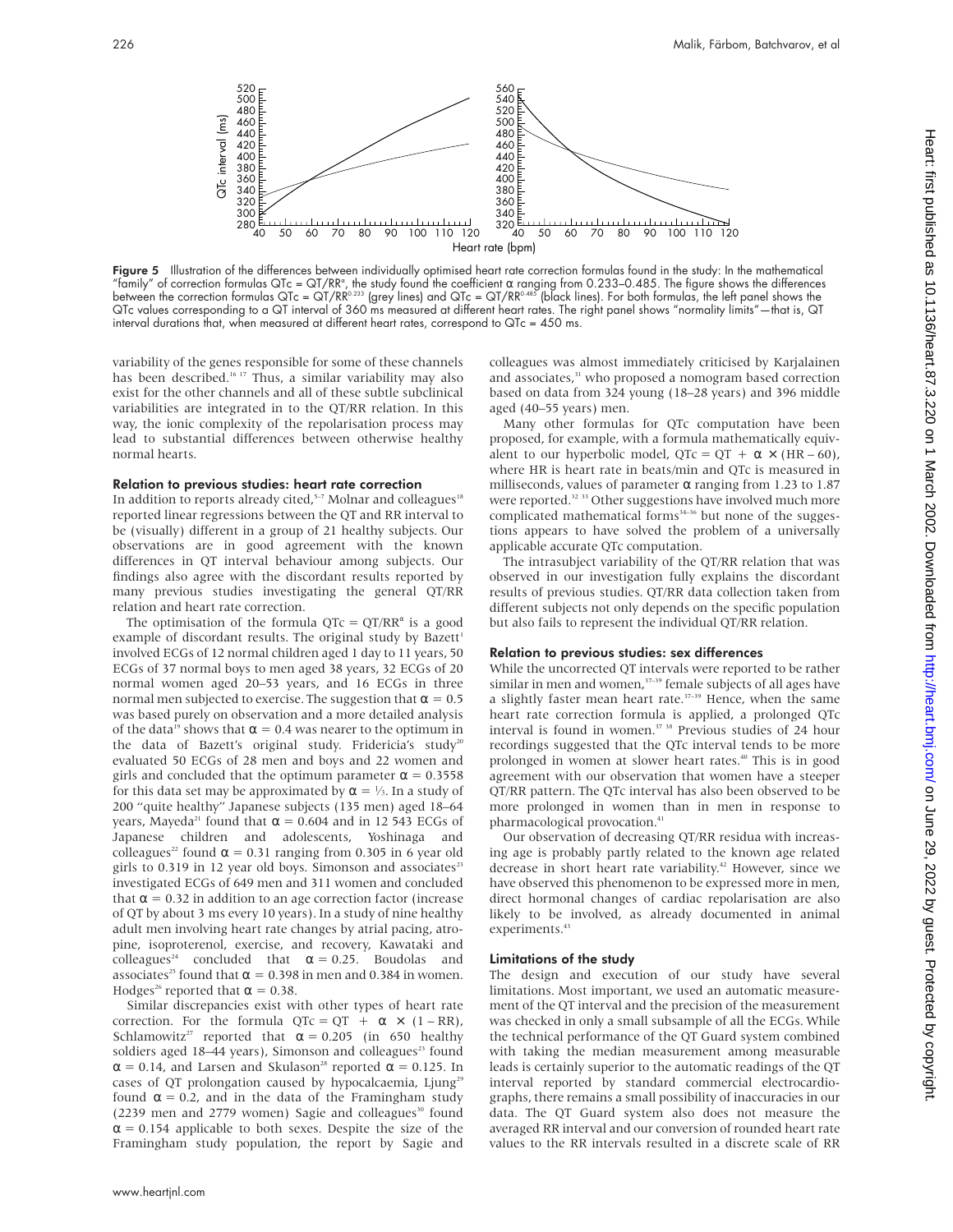**Figure 5** Illustration of the differences between individually optimised heart rate correction formulas found in the study: In the mathematical "family" of correction formulas $QTc = QT/RR^{\alpha}$, the study found the coefficient $\alpha$ ranging from 0.233–0.485. The figure shows the differences between the correction formulas $QTc = QT/RR^{0.233}$ (grey lines) and $QTc = QT/RR^{0.485}$ (black lines). For both formulas, the left panel shows the QTc values corresponding to a QT interval of 360 ms measured at different heart rates. The right panel shows "normality limits"—that is, QT interval durations that, when measured at different heart rates, correspond to QTc = 450 ms.

variability of the genes responsible for some of these channels has been described.[16 17] Thus, a similar variability may also exist for the other channels and all of these subtle subclinical variabilities are integrated in to the QT/RR relation. In this way, the ionic complexity of the repolarisation process may lead to substantial differences between otherwise healthy normal hearts.

### Relation to previous studies: heart rate correction

In addition to reports already cited,[5–7] Molnar and colleagues[18] reported linear regressions between the QT and RR interval to be (visually) different in a group of 21 healthy subjects. Our observations are in good agreement with the known differences in QT interval behaviour among subjects. Our findings also agree with the discordant results reported by many previous studies investigating the general QT/RR relation and heart rate correction.

The optimisation of the formula $QTc = QT/RR^{\alpha}$ is a good example of discordant results. The original study by Bazett[1] involved ECGs of 12 normal children aged 1 day to 11 years, 50 ECGs of 37 normal boys to men aged 38 years, 32 ECGs of 20 normal women aged 20–53 years, and 16 ECGs in three normal men subjected to exercise. The suggestion that $\alpha = 0.5$ was based purely on observation and a more detailed analysis of the data[19] shows that $\alpha = 0.4$ was nearer to the optimum in the data of Bazett's original study. Fridericia's study[20] evaluated 50 ECGs of 28 men and boys and 22 women and girls and concluded that the optimum parameter $\alpha = 0.3558$ for this data set may be approximated by $\alpha = \frac{1}{3}$. In a study of 200 "quite healthy" Japanese subjects (135 men) aged 18–64 years, Mayeda[21] found that $\alpha = 0.604$ and in 12 543 ECGs of Japanese children and adolescents, Yoshinaga and colleagues[22] found $\alpha = 0.31$ ranging from 0.305 in 6 year old girls to 0.319 in 12 year old boys. Simonson and associates[23] investigated ECGs of 649 men and 311 women and concluded that $\alpha = 0.32$ in addition to an age correction factor (increase of QT by about 3 ms every 10 years). In a study of nine healthy adult men involving heart rate changes by atrial pacing, atropine, isoproterenol, exercise, and recovery, Kawataki and colleagues[24] concluded that $\alpha = 0.25$. Boudolas and associates[25] found that $\alpha = 0.398$ in men and 0.384 in women. Hodges[26] reported that $\alpha = 0.38$.

Similar discrepancies exist with other types of heart rate correction. For the formula $QTc = QT + \alpha \times (1 - RR)$, Schlamowitz[27] reported that $\alpha = 0.205$ (in 650 healthy soldiers aged 18–44 years), Simonson and colleagues[23] found $\alpha = 0.14$, and Larsen and Skulason[28] reported $\alpha = 0.125$. In cases of QT prolongation caused by hypocalcaemia, Ljung[29] found $\alpha = 0.2$, and in the data of the Framingham study (2239 men and 2779 women) Sagie and colleagues[30] found $\alpha = 0.154$ applicable to both sexes. Despite the size of the Framingham study population, the report by Sagie and colleagues was almost immediately criticised by Karjalainen and associates,[31] who proposed a nomogram based correction based on data from 324 young (18–28 years) and 396 middle aged (40–55 years) men.

Many other formulas for QTc computation have been proposed, for example, with a formula mathematically equivalent to our hyperbolic model, $QTc = QT + \alpha \times (HR - 60)$, where HR is heart rate in beats/min and QTc is measured in milliseconds, values of parameter $\alpha$ ranging from 1.23 to 1.87 were reported.[32 33] Other suggestions have involved much more complicated mathematical forms[34–36] but none of the suggestions appears to have solved the problem of a universally applicable accurate QTc computation.

The intrasubject variability of the QT/RR relation that was observed in our investigation fully explains the discordant results of previous studies. QT/RR data collection taken from different subjects not only depends on the specific population but also fails to represent the individual QT/RR relation.

### Relation to previous studies: sex differences

While the uncorrected QT intervals were reported to be rather similar in men and women,[37–39] female subjects of all ages have a slightly faster mean heart rate.[37–39] Hence, when the same heart rate correction formula is applied, a prolonged QTc interval is found in women.[37 38] Previous studies of 24 hour recordings suggested that the QTc interval tends to be more prolonged in women at slower heart rates.[40] This is in good agreement with our observation that women have a steeper QT/RR pattern. The QTc interval has also been observed to be more prolonged in women than in men in response to pharmacological provocation.[41]

Our observation of decreasing QT/RR residua with increasing age is probably partly related to the known age related decrease in short heart rate variability.[42] However, since we have observed this phenomenon to be expressed more in men, direct hormonal changes of cardiac repolarisation are also likely to be involved, as already documented in animal experiments.[43]

### Limitations of the study

The design and execution of our study have several limitations. Most important, we used an automatic measurement of the QT interval and the precision of the measurement was checked in only a small subsample of all the ECGs. While the technical performance of the QT Guard system combined with taking the median measurement among measurable leads is certainly superior to the automatic readings of the QT interval reported by standard commercial electrocardiographs, there remains a small possibility of inaccuracies in our data. The QT Guard system also does not measure the averaged RR interval and our conversion of rounded heart rate values to the RR intervals resulted in a discrete scale of RR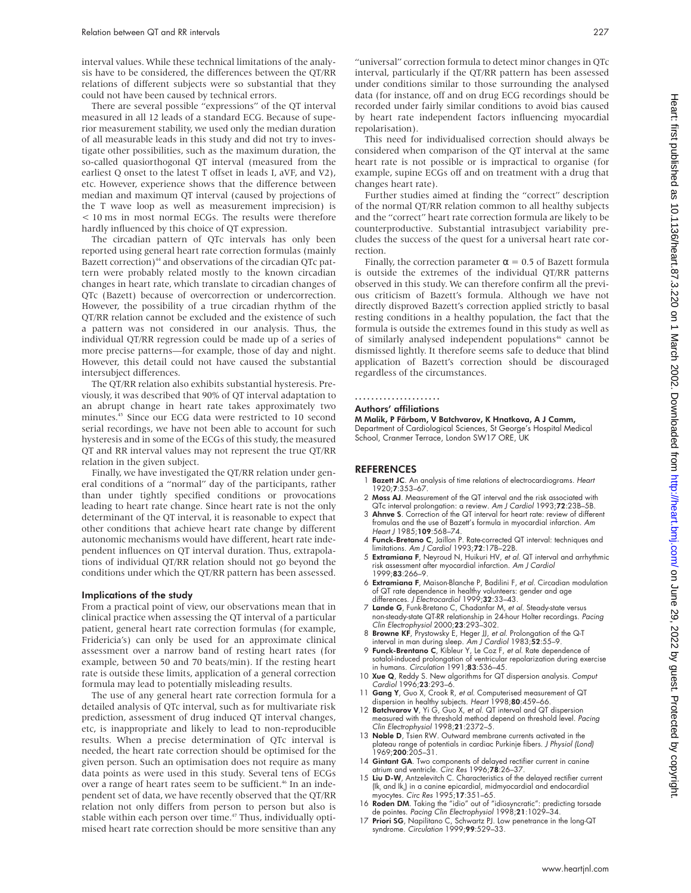interval values. While these technical limitations of the analysis have to be considered, the differences between the QT/RR relations of different subjects were so substantial that they could not have been caused by technical errors.

There are several possible "expressions" of the QT interval measured in all 12 leads of a standard ECG. Because of superior measurement stability, we used only the median duration of all measurable leads in this study and did not try to investigate other possibilities, such as the maximum duration, the so-called quasiorthogonal QT interval (measured from the earliest Q onset to the latest T offset in leads I, aVF, and V2), etc. However, experience shows that the difference between median and maximum QT interval (caused by projections of the T wave loop as well as measurement imprecision) is < 10 ms in most normal ECGs. The results were therefore hardly influenced by this choice of QT expression.

The circadian pattern of QTc intervals has only been reported using general heart rate correction formulas (mainly Bazett correction)[44] and observations of the circadian QTc pattern were probably related mostly to the known circadian changes in heart rate, which translate to circadian changes of QTc (Bazett) because of overcorrection or undercorrection. However, the possibility of a true circadian rhythm of the QT/RR relation cannot be excluded and the existence of such a pattern was not considered in our analysis. Thus, the individual QT/RR regression could be made up of a series of more precise patterns—for example, those of day and night. However, this detail could not have caused the substantial intersubject differences.

The QT/RR relation also exhibits substantial hysteresis. Previously, it was described that 90% of QT interval adaptation to an abrupt change in heart rate takes approximately two minutes.[45] Since our ECG data were restricted to 10 second serial recordings, we have not been able to account for such hysteresis and in some of the ECGs of this study, the measured QT and RR interval values may not represent the true QT/RR relation in the given subject.

Finally, we have investigated the QT/RR relation under general conditions of a "normal" day of the participants, rather than under tightly specified conditions or provocations leading to heart rate change. Since heart rate is not the only determinant of the QT interval, it is reasonable to expect that other conditions that achieve heart rate change by different autonomic mechanisms would have different, heart rate independent influences on QT interval duration. Thus, extrapolations of individual QT/RR relation should not go beyond the conditions under which the QT/RR pattern has been assessed.

### Implications of the study

From a practical point of view, our observations mean that in clinical practice when assessing the QT interval of a particular patient, general heart rate correction formulas (for example, Fridericia's) can only be used for an approximate clinical assessment over a narrow band of resting heart rates (for example, between 50 and 70 beats/min). If the resting heart rate is outside these limits, application of a general correction formula may lead to potentially misleading results.

The use of any general heart rate correction formula for a detailed analysis of QTc interval, such as for multivariate risk prediction, assessment of drug induced QT interval changes, etc, is inappropriate and likely to lead to non-reproducible results. When a precise determination of QTc interval is needed, the heart rate correction should be optimised for the given person. Such an optimisation does not require as many data points as were used in this study. Several tens of ECGs over a range of heart rates seem to be sufficient.[46] In an independent set of data, we have recently observed that the QT/RR relation not only differs from person to person but also is stable within each person over time.[47] Thus, individually optimised heart rate correction should be more sensitive than any "universal" correction formula to detect minor changes in QTc interval, particularly if the QT/RR pattern has been assessed under conditions similar to those surrounding the analysed data (for instance, off and on drug ECG recordings should be recorded under fairly similar conditions to avoid bias caused by heart rate independent factors influencing myocardial repolarisation).

This need for individualised correction should always be considered when comparison of the QT interval at the same heart rate is not possible or is impractical to organise (for example, supine ECGs off and on treatment with a drug that changes heart rate).

Further studies aimed at finding the "correct" description of the normal QT/RR relation common to all healthy subjects and the "correct" heart rate correction formula are likely to be counterproductive. Substantial intrasubject variability precludes the success of the quest for a universal heart rate correction.

Finally, the correction parameter $\alpha = 0.5$ of Bazett formula is outside the extremes of the individual QT/RR patterns observed in this study. We can therefore confirm all the previous criticism of Bazett's formula. Although we have not directly disproved Bazett's correction applied strictly to basal resting conditions in a healthy population, the fact that the formula is outside the extremes found in this study as well as of similarly analysed independent populations[46] cannot be dismissed lightly. It therefore seems safe to deduce that blind application of Bazett's correction should be discouraged regardless of the circumstances.

### Authors' affiliations

**M Malik, P Färbom, V Batchvarov, K Hnatkova, A J Camm,** Department of Cardiological Sciences, St George's Hospital Medical School, Cranmer Terrace, London SW17 ORE, UK

## REFERENCES

1. **Bazett JC**. An analysis of time relations of electrocardiograms. *Heart* 1920;**7**:353–67.
2. **Moss AJ**. Measurement of the QT interval and the risk associated with QTc interval prolongation: a review. *Am J Cardiol* 1993;**72**:23B–5B.
3. **Ahnve S**. Correction of the QT interval for heart rate: review of different fromulas and the use of Bazett's formula in myocardial infarction. *Am Heart J* 1985;**109**:568–74.
4. **Funck-Bretano C**, Jaillon P. Rate-corrected QT interval: techniques and limitations. *Am J Cardiol* 1993;**72**:17B–22B.
5. **Extramiana F**, Neyroud N, Huikuri HV, *et al*. QT interval and arrhythmic risk assessment after myocardial infarction. *Am J Cardiol* 1999;**83**:266–9.
6. **Extramiana F**, Maison-Blanche P, Badilini F, *et al*. Circadian modulation of QT rate dependence in healthy volunteers: gender and age differences. *J Electrocardiol* 1999;**32**:33–43.
7. **Lande G**, Funk-Bretano C, Chadanfar M, *et al*. Steady-state versus non-steady-state QT-RR relationship in 24-hour Holter recordings. *Pacing Clin Electrophysiol* 2000;**23**:293–302.
8. **Browne KF**, Prystowsky E, Heger JJ, *et al*. Prolongation of the Q-T interval in man during sleep. *Am J Cardiol* 1983;**52**:55–9.
9. **Funck-Brentano C**, Kibleur Y, Le Coz F, *et al*. Rate dependence of sotalol-induced prolongation of ventricular repolarization during exercise in humans. *Circulation* 1991;**83**:536–45.
10. **Xue Q**, Reddy S. New algorithms for QT dispersion analysis. *Comput Cardiol* 1996;**23**:293–6.
11. **Gang Y**, Guo X, Crook R, *et al*. Computerised measurement of QT dispersion in healthy subjects. *Heart* 1998;**80**:459–66.
12. **Batchvarov V**, Yi G, Guo X, *et al*. QT interval and QT dispersion measured with the threshold method depend on threshold level. *Pacing Clin Electrophysiol* 1998;**21**:2372–5.
13. **Noble D**, Tsien RW. Outward membrane currents activated in the plateau range of potentials in cardiac Purkinje fibers. *J Physiol (Lond)* 1969;**200**:205–31.
14. **Gintant GA**. Two components of delayed rectifier current in canine atrium and ventricle. *Circ Res* 1996;**78**:26–37.
15. **Liu D-W**, Antzelevitch C. Characteristics of the delayed rectifier current ($Ik_r$ and $Ik_s$) in a canine epicardial, midmyocardial and endocardial myocytes. *Circ Res* 1995;**17**:351–65.
16. **Roden DM**. Taking the "idio" out of "idiosyncratic": predicting torsade de pointes. *Pacing Clin Electrophysiol* 1998;**21**:1029–34.
17. **Priori SG**, Napilitano C, Schwartz PJ. Low penetrance in the long-QT syndrome. *Circulation* 1999;**99**:529–33.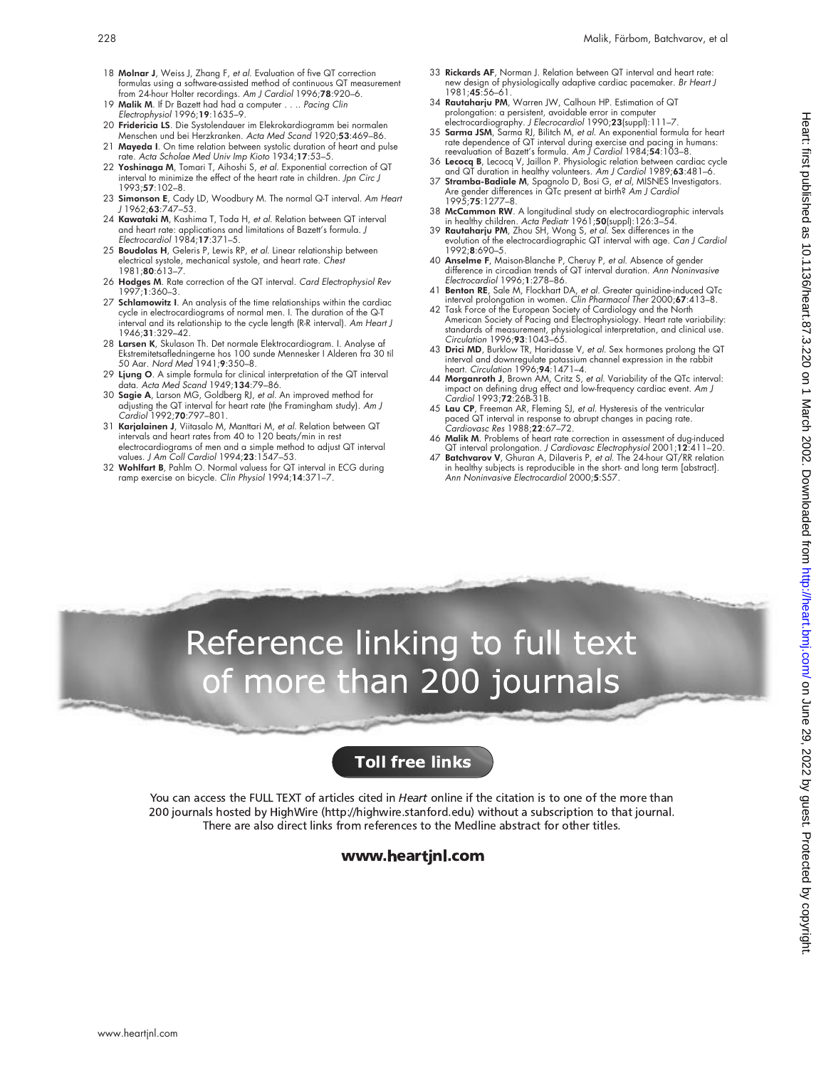18 **Molnar J**, Weiss J, Zhang F, *et al*. Evaluation of five QT correction formulas using a software-assisted method of continuous QT measurement from 24-hour Holter recordings. *Am J Cardiol* 1996;**78**:920–6.

19 **Malik M**. If Dr Bazett had had a computer . . .. *Pacing Clin Electrophysiol* 1996;**19**:1635–9.

20 **Fridericia LS**. Die Systolendauer im Elekrokardiogramm bei normalen Menschen und bei Herzkranken. *Acta Med Scand* 1920;**53**:469–86.

21 **Mayeda I**. On time relation between systolic duration of heart and pulse rate. *Acta Scholae Med Univ Imp Kioto* 1934;**17**:53–5.

22 **Yoshinaga M**, Tomari T, Aihoshi S, *et al*. Exponential correction of QT interval to minimize the effect of the heart rate in children. *Jpn Circ J* 1993;**57**:102–8.

23 **Simonson E**, Cady LD, Woodbury M. The normal Q-T interval. *Am Heart J* 1962;**63**:747–53.

24 **Kawataki M**, Kashima T, Toda H, *et al*. Relation between QT interval and heart rate: applications and limitations of Bazett's formula. *J Electrocardiol* 1984;**17**:371–5.

25 **Boudolas H**, Geleris P, Lewis RP, *et al*. Linear relationship between electrical systole, mechanical systole, and heart rate. *Chest* 1981;**80**:613–7.

26 **Hodges M**. Rate correction of the QT interval. *Card Electrophysiol Rev* 1997;**1**:360–3.

27 **Schlamowitz I**. An analysis of the time relationships within the cardiac cycle in electrocardiograms of normal men. I. The duration of the Q-T interval and its relationship to the cycle length (R-R interval). *Am Heart J* 1946;**31**:329–42.

28 **Larsen K**, Skulason Th. Det normale Elektrocardiogram. I. Analyse af Ekstremitetsafledningerne hos 100 sunde Mennesker I Alderen fra 30 til 50 Aar. *Nord Med* 1941;**9**:350–8.

29 **Ljung O**. A simple formula for clinical interpretation of the QT interval data. *Acta Med Scand* 1949;**134**:79–86.

30 **Sagie A**, Larson MG, Goldberg RJ, *et al*. An improved method for adjusting the QT interval for heart rate (the Framingham study). *Am J Cardiol* 1992;**70**:797–801.

31 **Karjalainen J**, Viitasalo M, Manttari M, *et al*. Relation between QT intervals and heart rates from 40 to 120 beats/min in rest electrocardiograms of men and a simple method to adjust QT interval values. *J Am Coll Cardiol* 1994;**23**:1547–53.

32 **Wohlfart B**, Pahlm O. Normal valuess for QT interval in ECG during ramp exercise on bicycle. *Clin Physiol* 1994;**14**:371–7.

33 **Rickards AF**, Norman J. Relation between QT interval and heart rate: new design of physiologically adaptive cardiac pacemaker. *Br Heart J* 1981;**45**:56–61.

34 **Rautaharju PM**, Warren JW, Calhoun HP. Estimation of QT prolongation: a persistent, avoidable error in computer electrocardiography. *J Elecrocardiol* 1990;**23**(suppl):111–7.

35 **Sarma JSM**, Sarma RJ, Bilitch M, *et al*. An exponential formula for heart rate dependence of QT interval during exercise and pacing in humans: reevaluation of Bazett's formula. *Am J Cardiol* 1984;**54**:103–8.

36 **Lecocq B**, Lecocq V, Jaillon P. Physiologic relation between cardiac cycle and QT duration in healthy volunteers. *Am J Cardiol* 1989;**63**:481–6.

37 **Stramba-Badiale M**, Spagnolo D, Bosi G, *et al*, MISNES Investigators. Are gender differences in QTc present at birth? *Am J Cardiol* 1995;**75**:1277–8.

38 **McCammon RW**. A longitudinal study on electrocardiographic intervals in healthy children. *Acta Pediatr* 1961;**50**(suppl):126:3–54.

39 **Rautaharju PM**, Zhou SH, Wong S, *et al*. Sex differences in the evolution of the electrocardiographic QT interval with age. *Can J Cardiol* 1992;**8**:690–5.

40 **Anselme F**, Maison-Blanche P, Cheruy P, *et al*. Absence of gender difference in circadian trends of QT interval duration. *Ann Noninvasive Electrocardiol* 1996;**1**:278–86.

41 **Benton RE**, Sale M, Flockhart DA, *et al*. Greater quinidine-induced QTc interval prolongation in women. *Clin Pharmacol Ther* 2000;**67**:413–8.

42 Task Force of the European Society of Cardiology and the North American Society of Pacing and Electrophysiology. Heart rate variability: standards of measurement, physiological interpretation, and clinical use. *Circulation* 1996;**93**:1043–65.

43 **Drici MD**, Burklow TR, Haridasse V, *et al*. Sex hormones prolong the QT interval and downregulate potassium channel expression in the rabbit heart. *Circulation* 1996;**94**:1471–4.

44 **Morganroth J**, Brown AM, Critz S, *et al*. Variability of the QTc interval: impact on defining drug effect and low-frequency cardiac event. *Am J Cardiol* 1993;**72**:26B-31B.

45 **Lau CP**, Freeman AR, Fleming SJ, *et al*. Hysteresis of the ventricular paced QT interval in response to abrupt changes in pacing rate. *Cardiovasc Res* 1988;**22**:67–72.

46 **Malik M**. Problems of heart rate correction in assessment of dug-induced QT interval prolongation. *J Cardiovasc Electrophysiol* 2001;**12**:411–20.

47 **Batchvarov V**, Ghuran A, Dilaveris P, *et al*. The 24-hour QT/RR relation in healthy subjects is reproducible in the short- and long term [abstract]. *Ann Noninvasive Electrocardiol* 2000;**5**:S57.

Reference linking to full text of more than 200 journals

**Toll free links**

You can access the FULL TEXT of articles cited in *Heart* online if the citation is to one of the more than 200 journals hosted by HighWire (http://highwire.stanford.edu) without a subscription to that journal. There are also direct links from references to the Medline abstract for other titles.

**www.heartjnl.com**